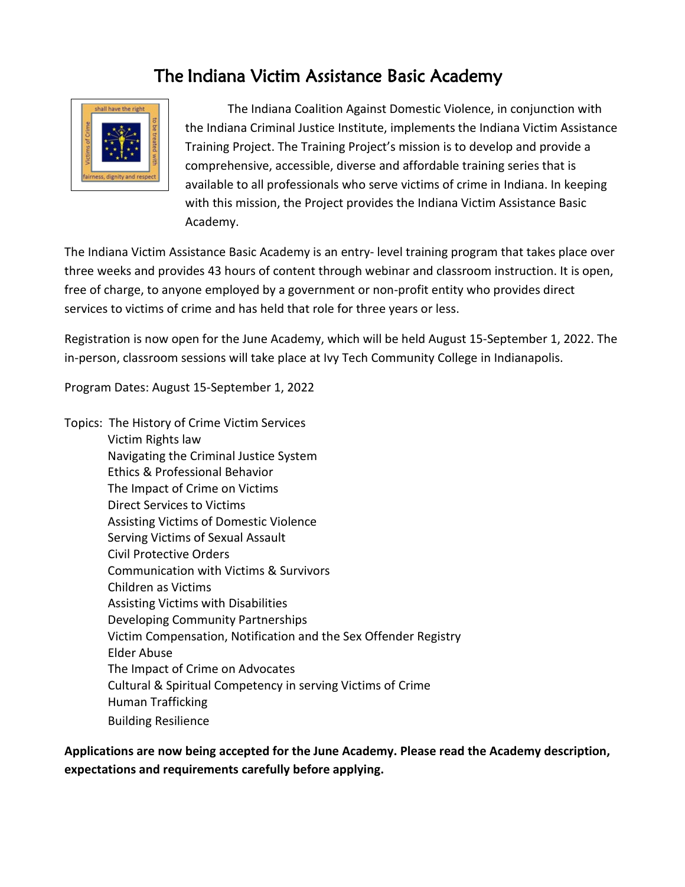# The Indiana Victim Assistance Basic Academy

The Indiana Coalition Against Domestic Violence, in conjunction with the Indiana Criminal Justice Institute, implements the Indiana Victim Assistance Training Project. The Training Project's mission is to develop and provide a comprehensive, accessible, diverse and affordable training series that is available to all professionals who serve victims of crime in Indiana. In keeping with this mission, the Project provides the Indiana Victim Assistance Basic Academy.

The Indiana Victim Assistance Basic Academy is an entry- level training program that takes place over three weeks and provides 43 hours of content through webinar and classroom instruction. It is open, free of charge, to anyone employed by a government or non-profit entity who provides direct services to victims of crime and has held that role for three years or less.

Registration is now open for the June Academy, which will be held August 15-September 1, 2022. The in-person, classroom sessions will take place at Ivy Tech Community College in Indianapolis.

Program Dates: August 15-September 1, 2022

Topics:
- The History of Crime Victim Services
- Victim Rights law
- Navigating the Criminal Justice System
- Ethics & Professional Behavior
- The Impact of Crime on Victims
- Direct Services to Victims
- Assisting Victims of Domestic Violence
- Serving Victims of Sexual Assault
- Civil Protective Orders
- Communication with Victims & Survivors
- Children as Victims
- Assisting Victims with Disabilities
- Developing Community Partnerships
- Victim Compensation, Notification and the Sex Offender Registry
- Elder Abuse
- The Impact of Crime on Advocates
- Cultural & Spiritual Competency in serving Victims of Crime
- Human Trafficking
- Building Resilience

**Applications are now being accepted for the June Academy. Please read the Academy description, expectations and requirements carefully before applying.**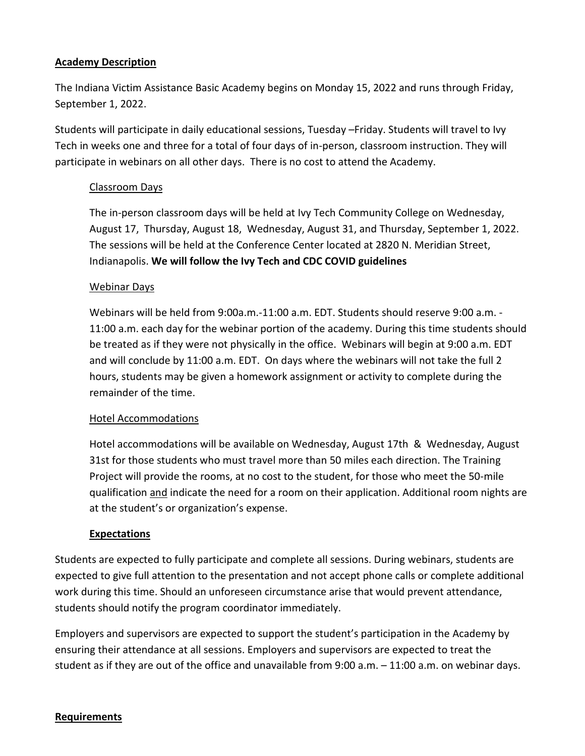**Academy Description**

The Indiana Victim Assistance Basic Academy begins on Monday 15, 2022 and runs through Friday, September 1, 2022.

Students will participate in daily educational sessions, Tuesday –Friday. Students will travel to Ivy Tech in weeks one and three for a total of four days of in-person, classroom instruction. They will participate in webinars on all other days. There is no cost to attend the Academy.

Classroom Days

The in-person classroom days will be held at Ivy Tech Community College on Wednesday, August 17, Thursday, August 18, Wednesday, August 31, and Thursday, September 1, 2022. The sessions will be held at the Conference Center located at 2820 N. Meridian Street, Indianapolis. **We will follow the Ivy Tech and CDC COVID guidelines**

Webinar Days

Webinars will be held from 9:00a.m.-11:00 a.m. EDT. Students should reserve 9:00 a.m. - 11:00 a.m. each day for the webinar portion of the academy. During this time students should be treated as if they were not physically in the office. Webinars will begin at 9:00 a.m. EDT and will conclude by 11:00 a.m. EDT. On days where the webinars will not take the full 2 hours, students may be given a homework assignment or activity to complete during the remainder of the time.

Hotel Accommodations

Hotel accommodations will be available on Wednesday, August 17th & Wednesday, August 31st for those students who must travel more than 50 miles each direction. The Training Project will provide the rooms, at no cost to the student, for those who meet the 50-mile qualification and indicate the need for a room on their application. Additional room nights are at the student's or organization's expense.

**Expectations**

Students are expected to fully participate and complete all sessions. During webinars, students are expected to give full attention to the presentation and not accept phone calls or complete additional work during this time. Should an unforeseen circumstance arise that would prevent attendance, students should notify the program coordinator immediately.

Employers and supervisors are expected to support the student's participation in the Academy by ensuring their attendance at all sessions. Employers and supervisors are expected to treat the student as if they are out of the office and unavailable from 9:00 a.m. – 11:00 a.m. on webinar days.

**Requirements**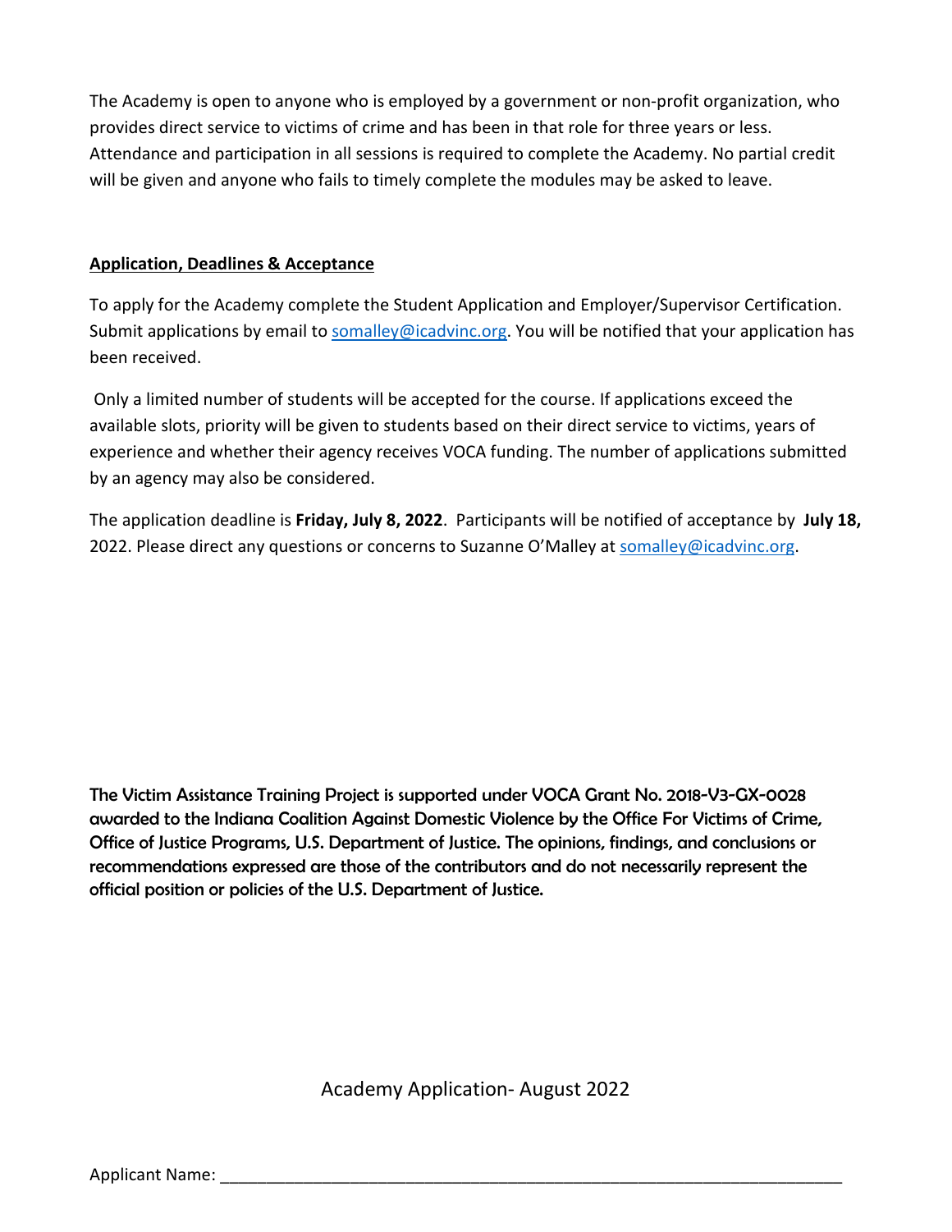The Academy is open to anyone who is employed by a government or non-profit organization, who provides direct service to victims of crime and has been in that role for three years or less. Attendance and participation in all sessions is required to complete the Academy. No partial credit will be given and anyone who fails to timely complete the modules may be asked to leave.

**Application, Deadlines & Acceptance**

To apply for the Academy complete the Student Application and Employer/Supervisor Certification. Submit applications by email to somalley@icadvinc.org. You will be notified that your application has been received.

Only a limited number of students will be accepted for the course. If applications exceed the available slots, priority will be given to students based on their direct service to victims, years of experience and whether their agency receives VOCA funding. The number of applications submitted by an agency may also be considered.

The application deadline is **Friday, July 8, 2022**. Participants will be notified of acceptance by **July 18,** 2022. Please direct any questions or concerns to Suzanne O'Malley at somalley@icadvinc.org.

**The Victim Assistance Training Project is supported under VOCA Grant No. 2018-V3-GX-0028 awarded to the Indiana Coalition Against Domestic Violence by the Office For Victims of Crime, Office of Justice Programs, U.S. Department of Justice. The opinions, findings, and conclusions or recommendations expressed are those of the contributors and do not necessarily represent the official position or policies of the U.S. Department of Justice.**

Academy Application- August 2022

Applicant Name: ______________________________________________________________________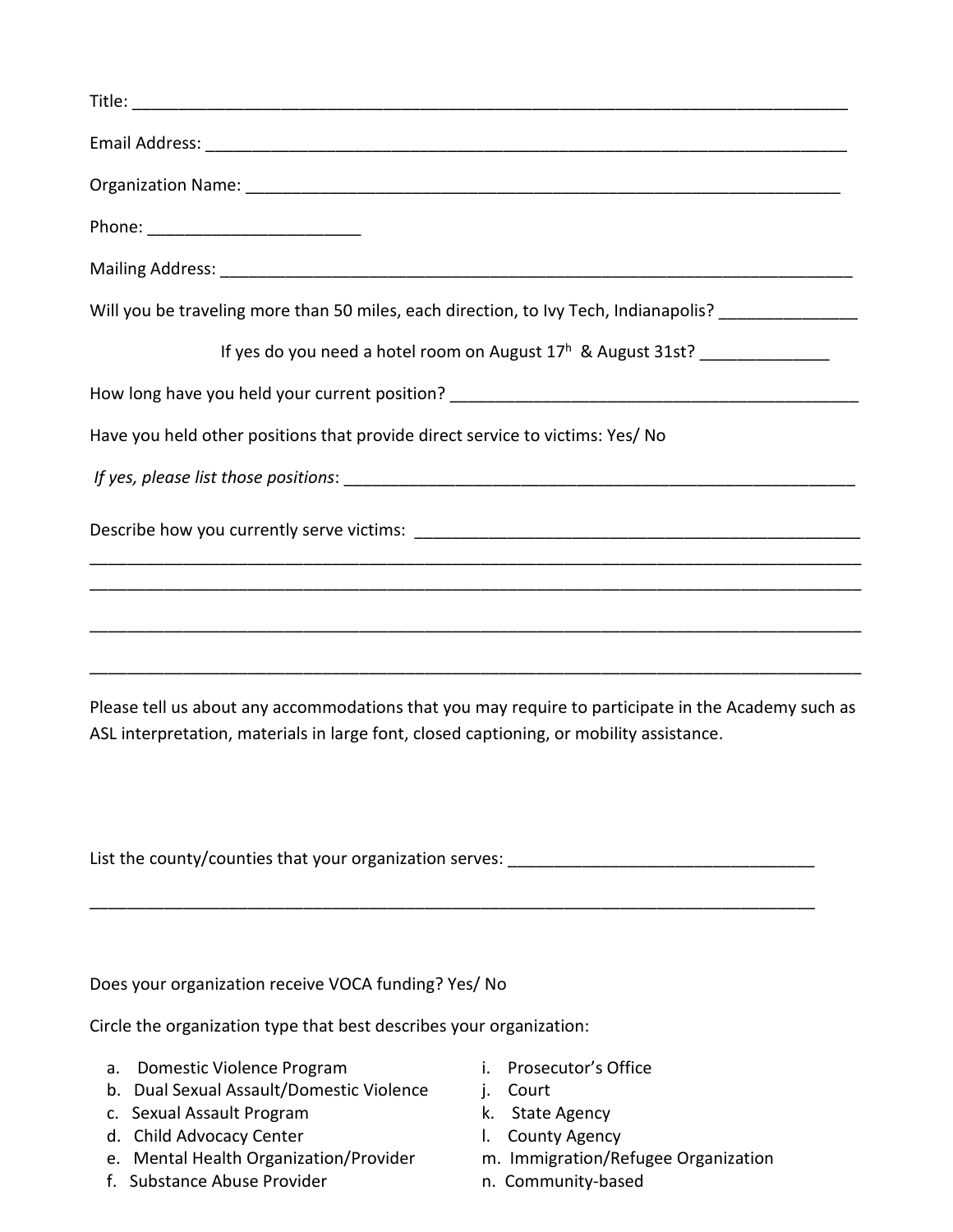Title: ______________________________________________________________________________

Email Address: ________________________________________________________________________

Organization Name: _____________________________________________________________________

Phone: ______________________

Mailing Address: ______________________________________________________________________

Will you be traveling more than 50 miles, each direction, to Ivy Tech, Indianapolis? _______________

If yes do you need a hotel room on August 17h & August 31st? ______________

How long have you held your current position? ______________________________________________

Have you held other positions that provide direct service to victims: Yes/ No

*If yes, please list those positions*: ___________________________________________________________

Describe how you currently serve victims: ________________________________________________

________________________________________________________________________________________

________________________________________________________________________________________

________________________________________________________________________________________

________________________________________________________________________________________

Please tell us about any accommodations that you may require to participate in the Academy such as ASL interpretation, materials in large font, closed captioning, or mobility assistance.

List the county/counties that your organization serves: ______________________________________

________________________________________________________________________________________

Does your organization receive VOCA funding? Yes/ No

Circle the organization type that best describes your organization:

a. Domestic Violence Program
b. Dual Sexual Assault/Domestic Violence
c. Sexual Assault Program
d. Child Advocacy Center
e. Mental Health Organization/Provider
f. Substance Abuse Provider
i. Prosecutor's Office
j. Court
k. State Agency
l. County Agency
m. Immigration/Refugee Organization
n. Community-based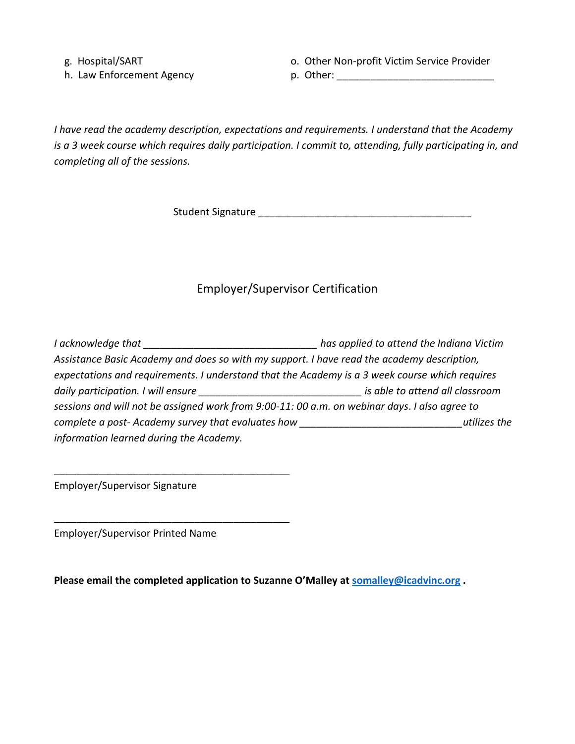g. Hospital/SART
h. Law Enforcement Agency
o. Other Non-profit Victim Service Provider
p. Other: ____________________________

*I have read the academy description, expectations and requirements. I understand that the Academy is a 3 week course which requires daily participation. I commit to, attending, fully participating in, and completing all of the sessions.*

Student Signature ______________________________________

## Employer/Supervisor Certification

*I acknowledge that ______________________________ has applied to attend the Indiana Victim Assistance Basic Academy and does so with my support. I have read the academy description, expectations and requirements. I understand that the Academy is a 3 week course which requires daily participation. I will ensure ____________________________ is able to attend all classroom sessions and will not be assigned work from 9:00-11: 00 a.m. on webinar days. I also agree to complete a post- Academy survey that evaluates how ____________________________utilizes the information learned during the Academy.*

__________________________________________
Employer/Supervisor Signature

__________________________________________
Employer/Supervisor Printed Name

**Please email the completed application to Suzanne O'Malley at [somalley@icadvinc.org](mailto:somalley@icadvinc.org) .**